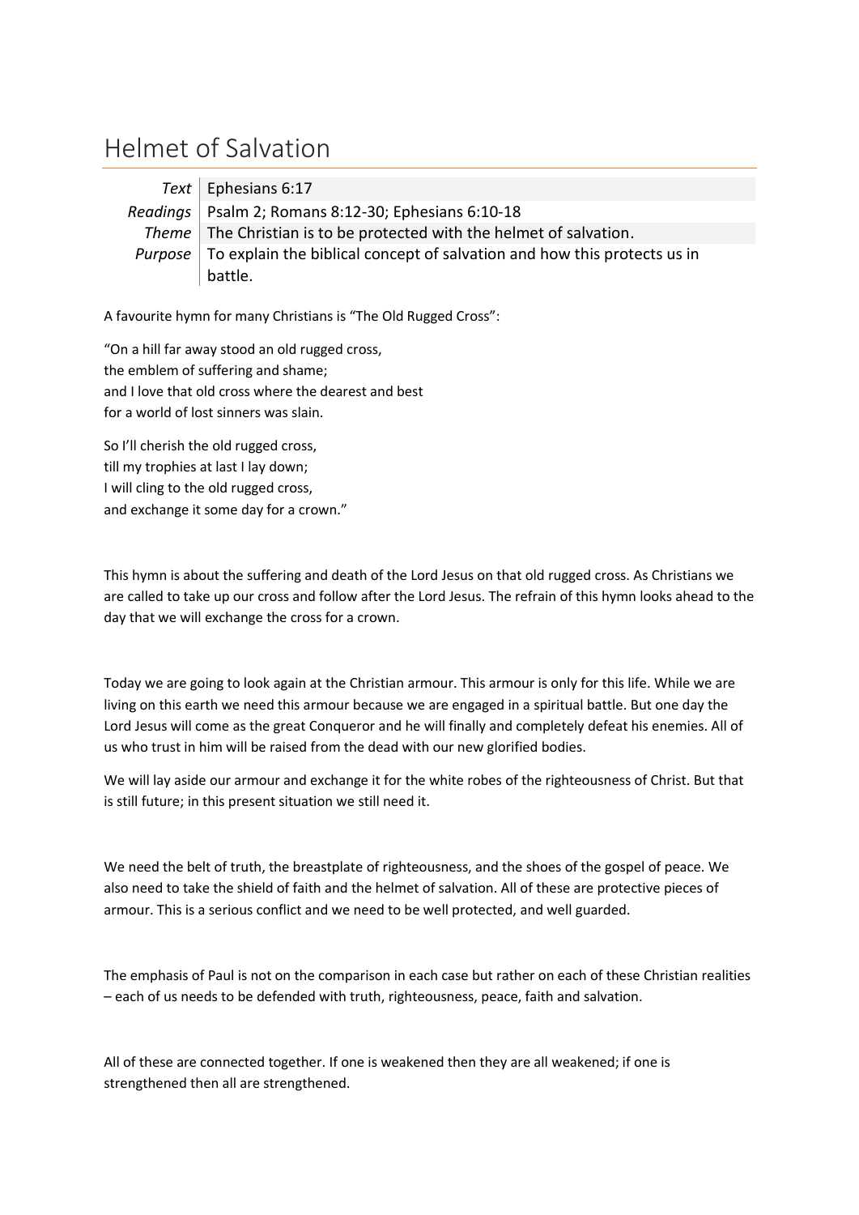# Helmet of Salvation

| | |
|---|---|
| *Text* | Ephesians 6:17 |
| *Readings* | Psalm 2; Romans 8:12-30; Ephesians 6:10-18 |
| *Theme* | The Christian is to be protected with the helmet of salvation. |
| *Purpose* | To explain the biblical concept of salvation and how this protects us in battle. |

A favourite hymn for many Christians is "The Old Rugged Cross":

"On a hill far away stood an old rugged cross,  
the emblem of suffering and shame;  
and I love that old cross where the dearest and best  
for a world of lost sinners was slain.

So I'll cherish the old rugged cross,  
till my trophies at last I lay down;  
I will cling to the old rugged cross,  
and exchange it some day for a crown."

This hymn is about the suffering and death of the Lord Jesus on that old rugged cross. As Christians we are called to take up our cross and follow after the Lord Jesus. The refrain of this hymn looks ahead to the day that we will exchange the cross for a crown.

Today we are going to look again at the Christian armour. This armour is only for this life. While we are living on this earth we need this armour because we are engaged in a spiritual battle. But one day the Lord Jesus will come as the great Conqueror and he will finally and completely defeat his enemies. All of us who trust in him will be raised from the dead with our new glorified bodies.

We will lay aside our armour and exchange it for the white robes of the righteousness of Christ. But that is still future; in this present situation we still need it.

We need the belt of truth, the breastplate of righteousness, and the shoes of the gospel of peace. We also need to take the shield of faith and the helmet of salvation. All of these are protective pieces of armour. This is a serious conflict and we need to be well protected, and well guarded.

The emphasis of Paul is not on the comparison in each case but rather on each of these Christian realities – each of us needs to be defended with truth, righteousness, peace, faith and salvation.

All of these are connected together. If one is weakened then they are all weakened; if one is strengthened then all are strengthened.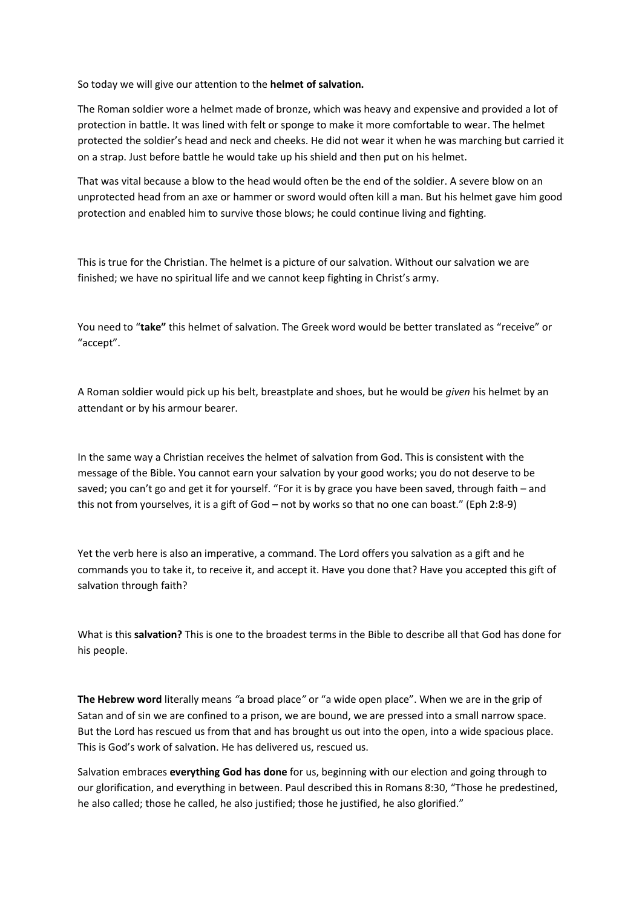So today we will give our attention to the **helmet of salvation.**

The Roman soldier wore a helmet made of bronze, which was heavy and expensive and provided a lot of protection in battle. It was lined with felt or sponge to make it more comfortable to wear. The helmet protected the soldier's head and neck and cheeks. He did not wear it when he was marching but carried it on a strap. Just before battle he would take up his shield and then put on his helmet.

That was vital because a blow to the head would often be the end of the soldier. A severe blow on an unprotected head from an axe or hammer or sword would often kill a man. But his helmet gave him good protection and enabled him to survive those blows; he could continue living and fighting.

This is true for the Christian. The helmet is a picture of our salvation. Without our salvation we are finished; we have no spiritual life and we cannot keep fighting in Christ's army.

You need to "**take"** this helmet of salvation. The Greek word would be better translated as "receive" or "accept".

A Roman soldier would pick up his belt, breastplate and shoes, but he would be *given* his helmet by an attendant or by his armour bearer.

In the same way a Christian receives the helmet of salvation from God. This is consistent with the message of the Bible. You cannot earn your salvation by your good works; you do not deserve to be saved; you can't go and get it for yourself. "For it is by grace you have been saved, through faith – and this not from yourselves, it is a gift of God – not by works so that no one can boast." (Eph 2:8-9)

Yet the verb here is also an imperative, a command. The Lord offers you salvation as a gift and he commands you to take it, to receive it, and accept it. Have you done that? Have you accepted this gift of salvation through faith?

What is this **salvation?** This is one to the broadest terms in the Bible to describe all that God has done for his people.

**The Hebrew word** literally means *"*a broad place*"* or "a wide open place". When we are in the grip of Satan and of sin we are confined to a prison, we are bound, we are pressed into a small narrow space. But the Lord has rescued us from that and has brought us out into the open, into a wide spacious place. This is God's work of salvation. He has delivered us, rescued us.

Salvation embraces **everything God has done** for us, beginning with our election and going through to our glorification, and everything in between. Paul described this in Romans 8:30, "Those he predestined, he also called; those he called, he also justified; those he justified, he also glorified."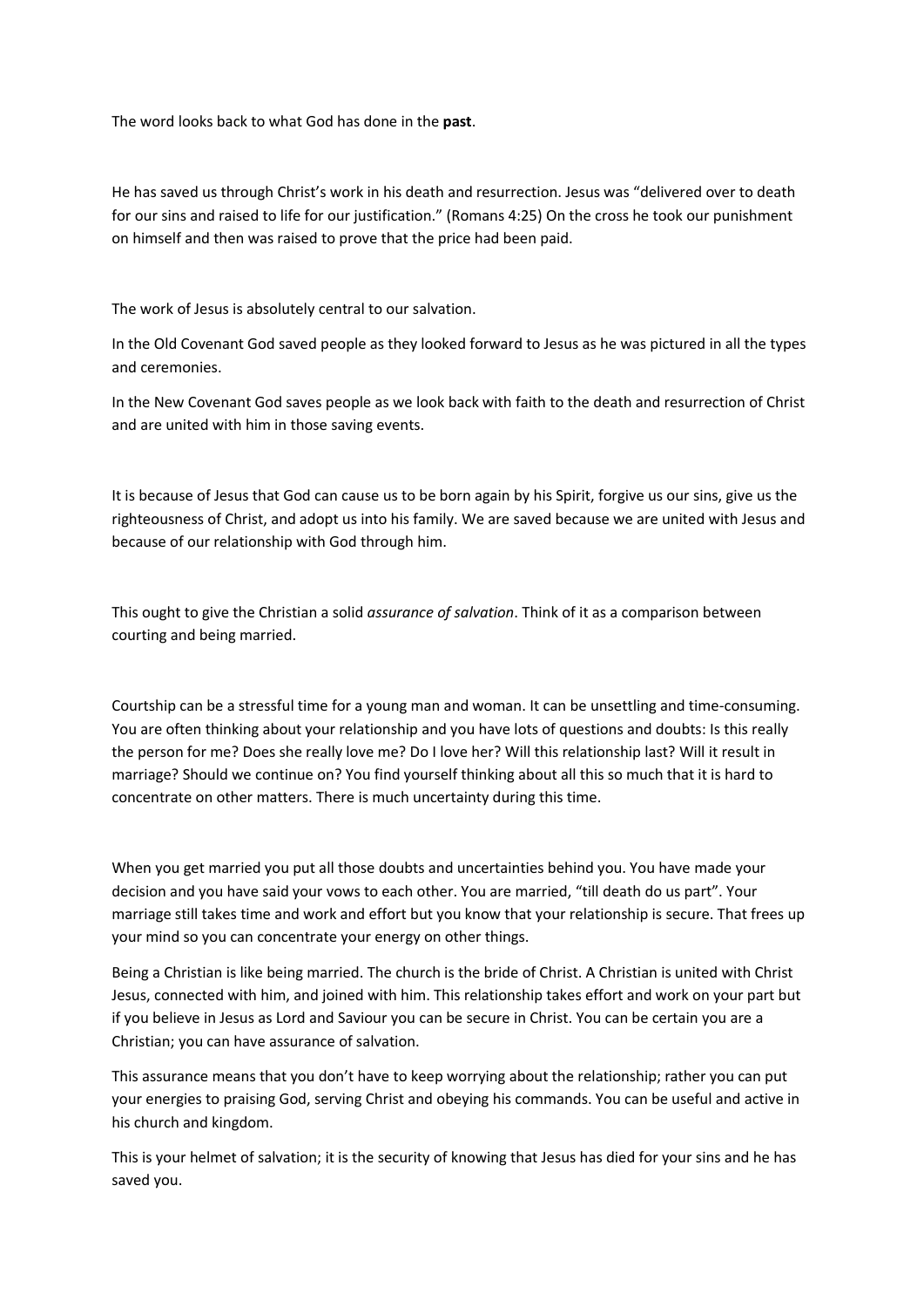The word looks back to what God has done in the **past**.

He has saved us through Christ's work in his death and resurrection. Jesus was "delivered over to death for our sins and raised to life for our justification." (Romans 4:25) On the cross he took our punishment on himself and then was raised to prove that the price had been paid.

The work of Jesus is absolutely central to our salvation.

In the Old Covenant God saved people as they looked forward to Jesus as he was pictured in all the types and ceremonies.

In the New Covenant God saves people as we look back with faith to the death and resurrection of Christ and are united with him in those saving events.

It is because of Jesus that God can cause us to be born again by his Spirit, forgive us our sins, give us the righteousness of Christ, and adopt us into his family. We are saved because we are united with Jesus and because of our relationship with God through him.

This ought to give the Christian a solid *assurance of salvation*. Think of it as a comparison between courting and being married.

Courtship can be a stressful time for a young man and woman. It can be unsettling and time-consuming. You are often thinking about your relationship and you have lots of questions and doubts: Is this really the person for me? Does she really love me? Do I love her? Will this relationship last? Will it result in marriage? Should we continue on? You find yourself thinking about all this so much that it is hard to concentrate on other matters. There is much uncertainty during this time.

When you get married you put all those doubts and uncertainties behind you. You have made your decision and you have said your vows to each other. You are married, "till death do us part". Your marriage still takes time and work and effort but you know that your relationship is secure. That frees up your mind so you can concentrate your energy on other things.

Being a Christian is like being married. The church is the bride of Christ. A Christian is united with Christ Jesus, connected with him, and joined with him. This relationship takes effort and work on your part but if you believe in Jesus as Lord and Saviour you can be secure in Christ. You can be certain you are a Christian; you can have assurance of salvation.

This assurance means that you don't have to keep worrying about the relationship; rather you can put your energies to praising God, serving Christ and obeying his commands. You can be useful and active in his church and kingdom.

This is your helmet of salvation; it is the security of knowing that Jesus has died for your sins and he has saved you.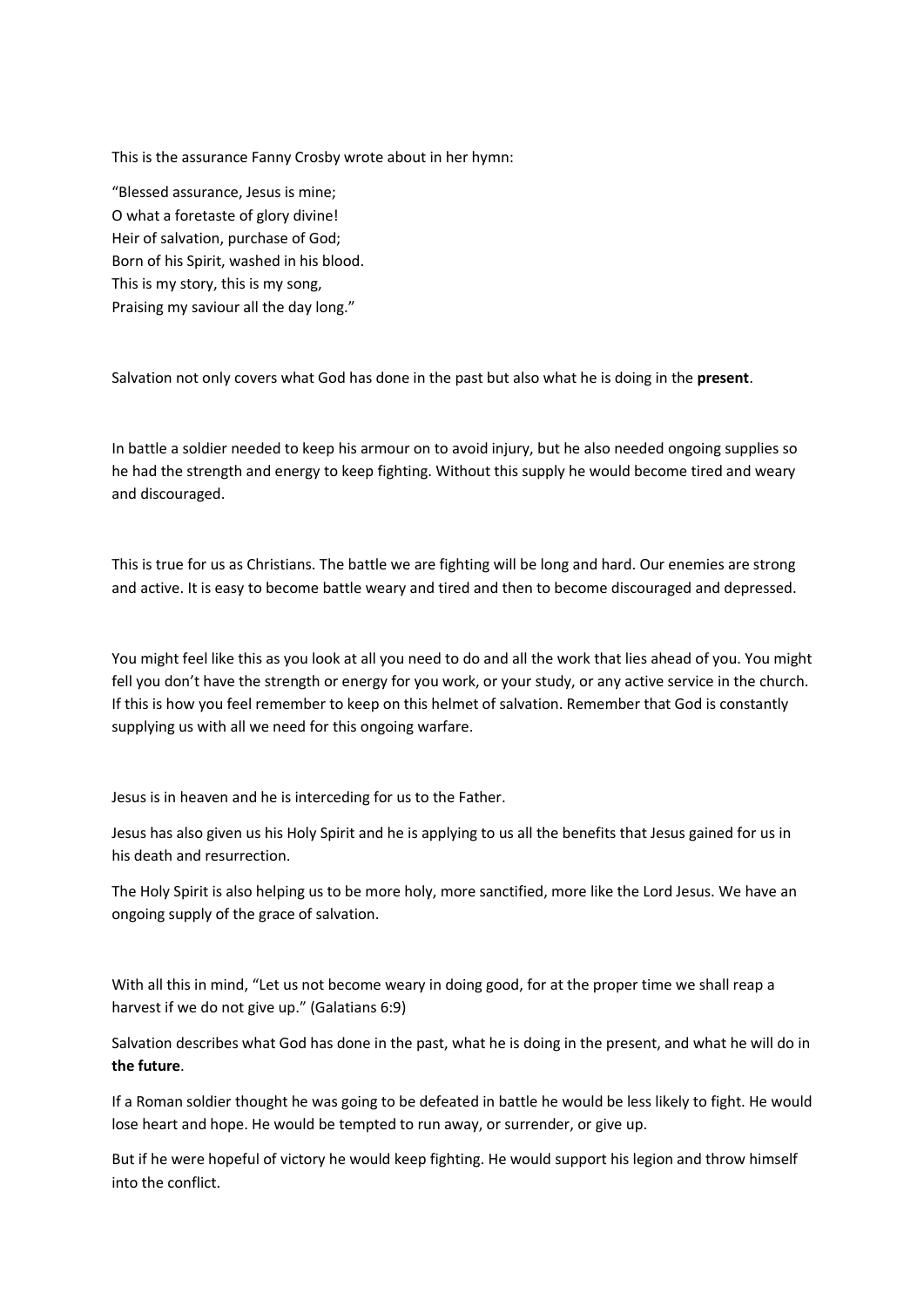This is the assurance Fanny Crosby wrote about in her hymn:

"Blessed assurance, Jesus is mine;
O what a foretaste of glory divine!
Heir of salvation, purchase of God;
Born of his Spirit, washed in his blood.
This is my story, this is my song,
Praising my saviour all the day long."

Salvation not only covers what God has done in the past but also what he is doing in the **present**.

In battle a soldier needed to keep his armour on to avoid injury, but he also needed ongoing supplies so he had the strength and energy to keep fighting. Without this supply he would become tired and weary and discouraged.

This is true for us as Christians. The battle we are fighting will be long and hard. Our enemies are strong and active. It is easy to become battle weary and tired and then to become discouraged and depressed.

You might feel like this as you look at all you need to do and all the work that lies ahead of you. You might fell you don't have the strength or energy for you work, or your study, or any active service in the church. If this is how you feel remember to keep on this helmet of salvation. Remember that God is constantly supplying us with all we need for this ongoing warfare.

Jesus is in heaven and he is interceding for us to the Father.

Jesus has also given us his Holy Spirit and he is applying to us all the benefits that Jesus gained for us in his death and resurrection.

The Holy Spirit is also helping us to be more holy, more sanctified, more like the Lord Jesus. We have an ongoing supply of the grace of salvation.

With all this in mind, "Let us not become weary in doing good, for at the proper time we shall reap a harvest if we do not give up." (Galatians 6:9)

Salvation describes what God has done in the past, what he is doing in the present, and what he will do in **the future**.

If a Roman soldier thought he was going to be defeated in battle he would be less likely to fight. He would lose heart and hope. He would be tempted to run away, or surrender, or give up.

But if he were hopeful of victory he would keep fighting. He would support his legion and throw himself into the conflict.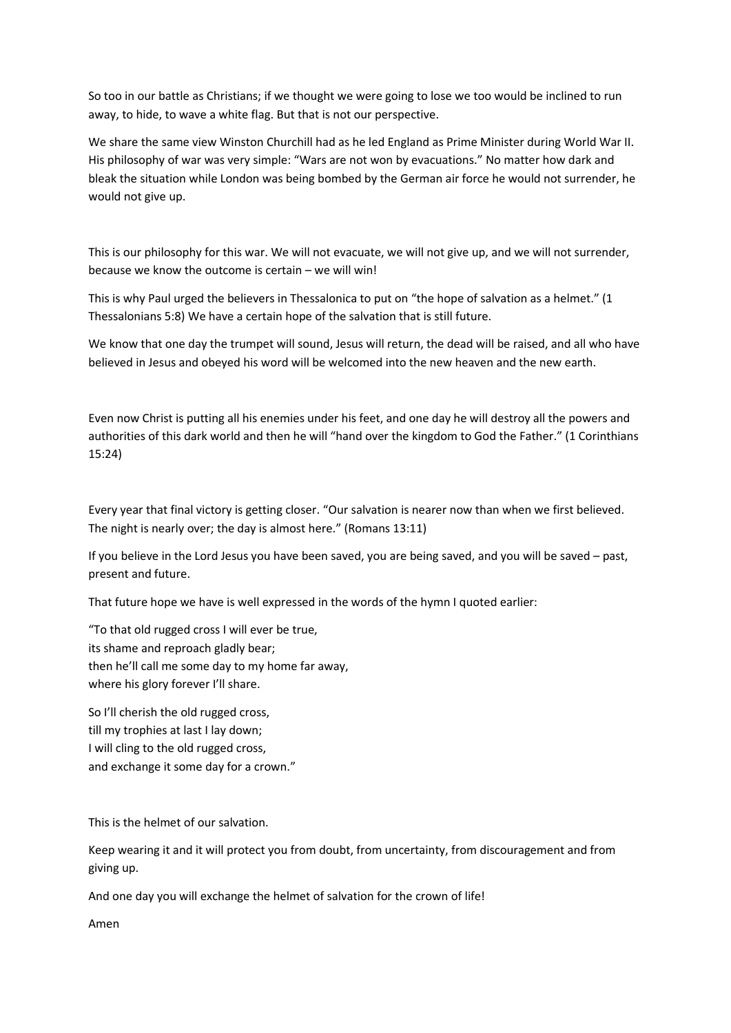So too in our battle as Christians; if we thought we were going to lose we too would be inclined to run away, to hide, to wave a white flag. But that is not our perspective.

We share the same view Winston Churchill had as he led England as Prime Minister during World War II. His philosophy of war was very simple: "Wars are not won by evacuations." No matter how dark and bleak the situation while London was being bombed by the German air force he would not surrender, he would not give up.

This is our philosophy for this war. We will not evacuate, we will not give up, and we will not surrender, because we know the outcome is certain – we will win!

This is why Paul urged the believers in Thessalonica to put on "the hope of salvation as a helmet." (1 Thessalonians 5:8) We have a certain hope of the salvation that is still future.

We know that one day the trumpet will sound, Jesus will return, the dead will be raised, and all who have believed in Jesus and obeyed his word will be welcomed into the new heaven and the new earth.

Even now Christ is putting all his enemies under his feet, and one day he will destroy all the powers and authorities of this dark world and then he will "hand over the kingdom to God the Father." (1 Corinthians 15:24)

Every year that final victory is getting closer. "Our salvation is nearer now than when we first believed. The night is nearly over; the day is almost here." (Romans 13:11)

If you believe in the Lord Jesus you have been saved, you are being saved, and you will be saved – past, present and future.

That future hope we have is well expressed in the words of the hymn I quoted earlier:

"To that old rugged cross I will ever be true,
its shame and reproach gladly bear;
then he'll call me some day to my home far away,
where his glory forever I'll share.

So I'll cherish the old rugged cross,
till my trophies at last I lay down;
I will cling to the old rugged cross,
and exchange it some day for a crown."

This is the helmet of our salvation.

Keep wearing it and it will protect you from doubt, from uncertainty, from discouragement and from giving up.

And one day you will exchange the helmet of salvation for the crown of life!

Amen